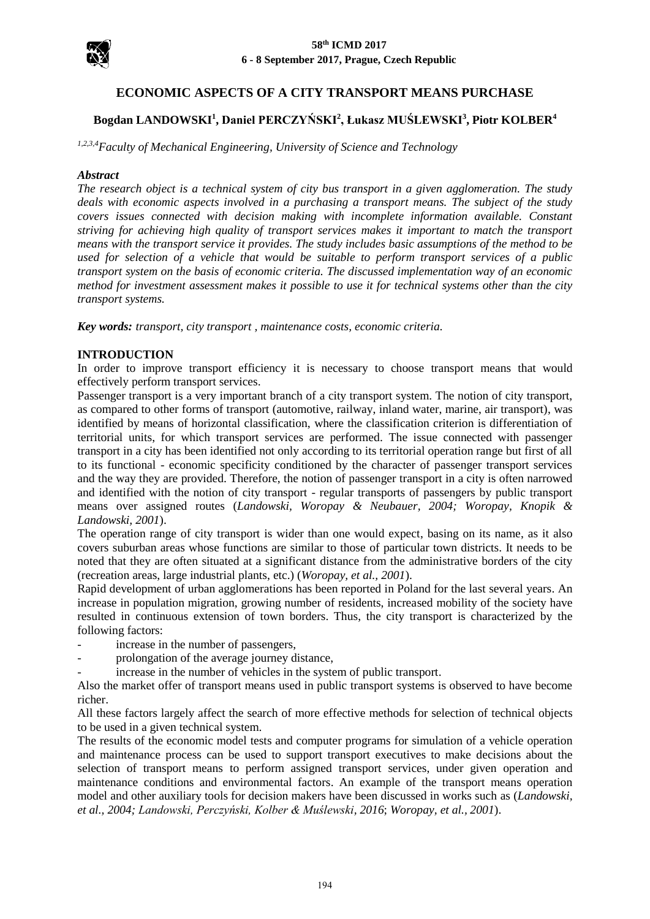# ECONOMIC ASPECTS OF A CITY TRANSPORT MEANS PURCHASE

**Bogdan LANDOWSKI[1], Daniel PERCZYŃSKI[2], Łukasz MUŚLEWSKI[3], Piotr KOLBER[4]**

*[1,2,3,4]Faculty of Mechanical Engineering, University of Science and Technology*

***Abstract***

*The research object is a technical system of city bus transport in a given agglomeration. The study deals with economic aspects involved in a purchasing a transport means. The subject of the study covers issues connected with decision making with incomplete information available. Constant striving for achieving high quality of transport services makes it important to match the transport means with the transport service it provides. The study includes basic assumptions of the method to be used for selection of a vehicle that would be suitable to perform transport services of a public transport system on the basis of economic criteria. The discussed implementation way of an economic method for investment assessment makes it possible to use it for technical systems other than the city transport systems.*

***Key words:*** *transport, city transport , maintenance costs, economic criteria.*

## INTRODUCTION

In order to improve transport efficiency it is necessary to choose transport means that would effectively perform transport services.

Passenger transport is a very important branch of a city transport system. The notion of city transport, as compared to other forms of transport (automotive, railway, inland water, marine, air transport), was identified by means of horizontal classification, where the classification criterion is differentiation of territorial units, for which transport services are performed. The issue connected with passenger transport in a city has been identified not only according to its territorial operation range but first of all to its functional - economic specificity conditioned by the character of passenger transport services and the way they are provided. Therefore, the notion of passenger transport in a city is often narrowed and identified with the notion of city transport - regular transports of passengers by public transport means over assigned routes (*Landowski, Woropay & Neubauer, 2004; Woropay, Knopik & Landowski, 2001*).

The operation range of city transport is wider than one would expect, basing on its name, as it also covers suburban areas whose functions are similar to those of particular town districts. It needs to be noted that they are often situated at a significant distance from the administrative borders of the city (recreation areas, large industrial plants, etc.) (*Woropay, et al., 2001*).

Rapid development of urban agglomerations has been reported in Poland for the last several years. An increase in population migration, growing number of residents, increased mobility of the society have resulted in continuous extension of town borders. Thus, the city transport is characterized by the following factors:

- increase in the number of passengers,
- prolongation of the average journey distance,
- increase in the number of vehicles in the system of public transport.

Also the market offer of transport means used in public transport systems is observed to have become richer.

All these factors largely affect the search of more effective methods for selection of technical objects to be used in a given technical system.

The results of the economic model tests and computer programs for simulation of a vehicle operation and maintenance process can be used to support transport executives to make decisions about the selection of transport means to perform assigned transport services, under given operation and maintenance conditions and environmental factors. An example of the transport means operation model and other auxiliary tools for decision makers have been discussed in works such as (*Landowski, et al., 2004; Landowski, Perczyński, Kolber & Muślewski, 2016*; *Woropay, et al., 2001*).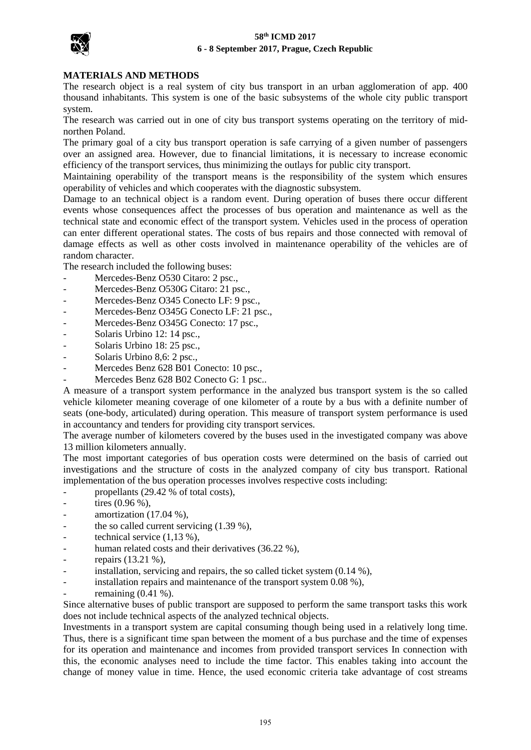## MATERIALS AND METHODS

The research object is a real system of city bus transport in an urban agglomeration of app. 400 thousand inhabitants. This system is one of the basic subsystems of the whole city public transport system.

The research was carried out in one of city bus transport systems operating on the territory of mid-northen Poland.

The primary goal of a city bus transport operation is safe carrying of a given number of passengers over an assigned area. However, due to financial limitations, it is necessary to increase economic efficiency of the transport services, thus minimizing the outlays for public city transport.

Maintaining operability of the transport means is the responsibility of the system which ensures operability of vehicles and which cooperates with the diagnostic subsystem.

Damage to an technical object is a random event. During operation of buses there occur different events whose consequences affect the processes of bus operation and maintenance as well as the technical state and economic effect of the transport system. Vehicles used in the process of operation can enter different operational states. The costs of bus repairs and those connected with removal of damage effects as well as other costs involved in maintenance operability of the vehicles are of random character.

The research included the following buses:

- Mercedes-Benz O530 Citaro: 2 psc.,
- Mercedes-Benz O530G Citaro: 21 psc.,
- Mercedes-Benz O345 Conecto LF: 9 psc.,
- Mercedes-Benz O345G Conecto LF: 21 psc.,
- Mercedes-Benz O345G Conecto: 17 psc.,
- Solaris Urbino 12: 14 psc.,
- Solaris Urbino 18: 25 psc.,
- Solaris Urbino 8,6: 2 psc.,
- Mercedes Benz 628 B01 Conecto: 10 psc.,
- Mercedes Benz 628 B02 Conecto G: 1 psc..

A measure of a transport system performance in the analyzed bus transport system is the so called vehicle kilometer meaning coverage of one kilometer of a route by a bus with a definite number of seats (one-body, articulated) during operation. This measure of transport system performance is used in accountancy and tenders for providing city transport services.

The average number of kilometers covered by the buses used in the investigated company was above 13 million kilometers annually.

The most important categories of bus operation costs were determined on the basis of carried out investigations and the structure of costs in the analyzed company of city bus transport. Rational implementation of the bus operation processes involves respective costs including:

- propellants (29.42 % of total costs),
- tires (0.96 %),
- amortization (17.04 %),
- the so called current servicing (1.39 %),
- technical service (1,13 %),
- human related costs and their derivatives (36.22 %),
- repairs (13.21 %),
- installation, servicing and repairs, the so called ticket system (0.14 %),
- installation repairs and maintenance of the transport system 0.08 %),
- remaining (0.41 %).

Since alternative buses of public transport are supposed to perform the same transport tasks this work does not include technical aspects of the analyzed technical objects.

Investments in a transport system are capital consuming though being used in a relatively long time. Thus, there is a significant time span between the moment of a bus purchase and the time of expenses for its operation and maintenance and incomes from provided transport services In connection with this, the economic analyses need to include the time factor. This enables taking into account the change of money value in time. Hence, the used economic criteria take advantage of cost streams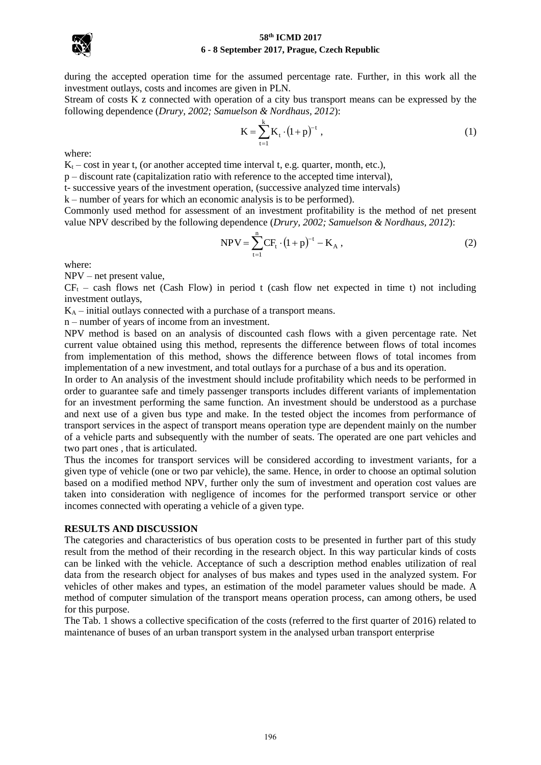during the accepted operation time for the assumed percentage rate. Further, in this work all the investment outlays, costs and incomes are given in PLN.

Stream of costs K z connected with operation of a city bus transport means can be expressed by the following dependence (*Drury, 2002; Samuelson & Nordhaus, 2012*):

$$K = \sum_{t=1}^{k} K_t \cdot (1+p)^{-t} , \tag{1}$$

where:

$K_t$ – cost in year t, (or another accepted time interval t, e.g. quarter, month, etc.),

p – discount rate (capitalization ratio with reference to the accepted time interval),

t- successive years of the investment operation, (successive analyzed time intervals)

k – number of years for which an economic analysis is to be performed).

Commonly used method for assessment of an investment profitability is the method of net present value NPV described by the following dependence (*Drury, 2002; Samuelson & Nordhaus, 2012*):

$$NPV = \sum_{t=1}^{n} CF_t \cdot (1+p)^{-t} - K_A , \tag{2}$$

where:

NPV – net present value,

$CF_t$ – cash flows net (Cash Flow) in period t (cash flow net expected in time t) not including investment outlays,

$K_A$ – initial outlays connected with a purchase of a transport means.

n – number of years of income from an investment.

NPV method is based on an analysis of discounted cash flows with a given percentage rate. Net current value obtained using this method, represents the difference between flows of total incomes from implementation of this method, shows the difference between flows of total incomes from implementation of a new investment, and total outlays for a purchase of a bus and its operation.

In order to An analysis of the investment should include profitability which needs to be performed in order to guarantee safe and timely passenger transports includes different variants of implementation for an investment performing the same function. An investment should be understood as a purchase and next use of a given bus type and make. In the tested object the incomes from performance of transport services in the aspect of transport means operation type are dependent mainly on the number of a vehicle parts and subsequently with the number of seats. The operated are one part vehicles and two part ones , that is articulated.

Thus the incomes for transport services will be considered according to investment variants, for a given type of vehicle (one or two par vehicle), the same. Hence, in order to choose an optimal solution based on a modified method NPV, further only the sum of investment and operation cost values are taken into consideration with negligence of incomes for the performed transport service or other incomes connected with operating a vehicle of a given type.

## RESULTS AND DISCUSSION

The categories and characteristics of bus operation costs to be presented in further part of this study result from the method of their recording in the research object. In this way particular kinds of costs can be linked with the vehicle. Acceptance of such a description method enables utilization of real data from the research object for analyses of bus makes and types used in the analyzed system. For vehicles of other makes and types, an estimation of the model parameter values should be made. A method of computer simulation of the transport means operation process, can among others, be used for this purpose.

The Tab. 1 shows a collective specification of the costs (referred to the first quarter of 2016) related to maintenance of buses of an urban transport system in the analysed urban transport enterprise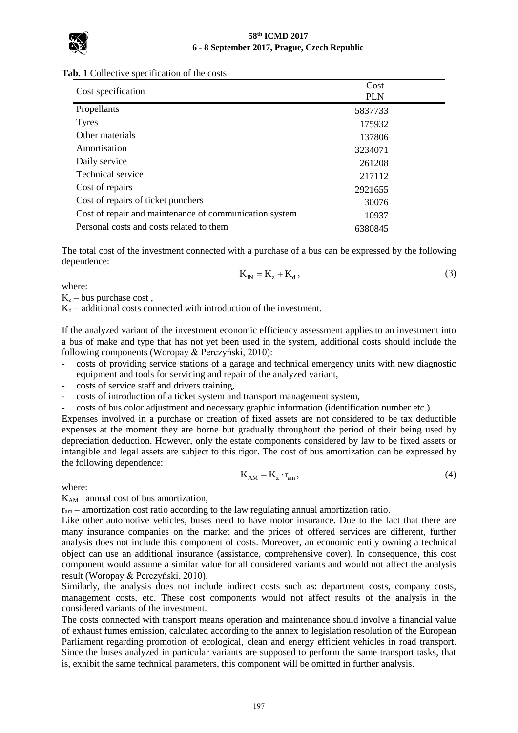**Tab. 1** Collective specification of the costs

| Cost specification | Cost PLN |
|---|---|
| Propellants | 5837733 |
| Tyres | 175932 |
| Other materials | 137806 |
| Amortisation | 3234071 |
| Daily service | 261208 |
| Technical service | 217112 |
| Cost of repairs | 2921655 |
| Cost of repairs of ticket punchers | 30076 |
| Cost of repair and maintenance of communication system | 10937 |
| Personal costs and costs related to them | 6380845 |

The total cost of the investment connected with a purchase of a bus can be expressed by the following dependence:

$$K_{IN} = K_z + K_d , \tag{3}$$

where:

$K_z$ – bus purchase cost ,

$K_d$ – additional costs connected with introduction of the investment.

If the analyzed variant of the investment economic efficiency assessment applies to an investment into a bus of make and type that has not yet been used in the system, additional costs should include the following components (Woropay & Perczyński, 2010):

- costs of providing service stations of a garage and technical emergency units with new diagnostic equipment and tools for servicing and repair of the analyzed variant,
- costs of service staff and drivers training,
- costs of introduction of a ticket system and transport management system,
- costs of bus color adjustment and necessary graphic information (identification number etc.).

Expenses involved in a purchase or creation of fixed assets are not considered to be tax deductible expenses at the moment they are borne but gradually throughout the period of their being used by depreciation deduction. However, only the estate components considered by law to be fixed assets or intangible and legal assets are subject to this rigor. The cost of bus amortization can be expressed by the following dependence:

$$K_{AM} = K_z \cdot r_{am} , \tag{4}$$

where:

$K_{AM}$ –annual cost of bus amortization,

$r_{am}$ – amortization cost ratio according to the law regulating annual amortization ratio.

Like other automotive vehicles, buses need to have motor insurance. Due to the fact that there are many insurance companies on the market and the prices of offered services are different, further analysis does not include this component of costs. Moreover, an economic entity owning a technical object can use an additional insurance (assistance, comprehensive cover). In consequence, this cost component would assume a similar value for all considered variants and would not affect the analysis result (Woropay & Perczyński, 2010).

Similarly, the analysis does not include indirect costs such as: department costs, company costs, management costs, etc. These cost components would not affect results of the analysis in the considered variants of the investment.

The costs connected with transport means operation and maintenance should involve a financial value of exhaust fumes emission, calculated according to the annex to legislation resolution of the European Parliament regarding promotion of ecological, clean and energy efficient vehicles in road transport. Since the buses analyzed in particular variants are supposed to perform the same transport tasks, that is, exhibit the same technical parameters, this component will be omitted in further analysis.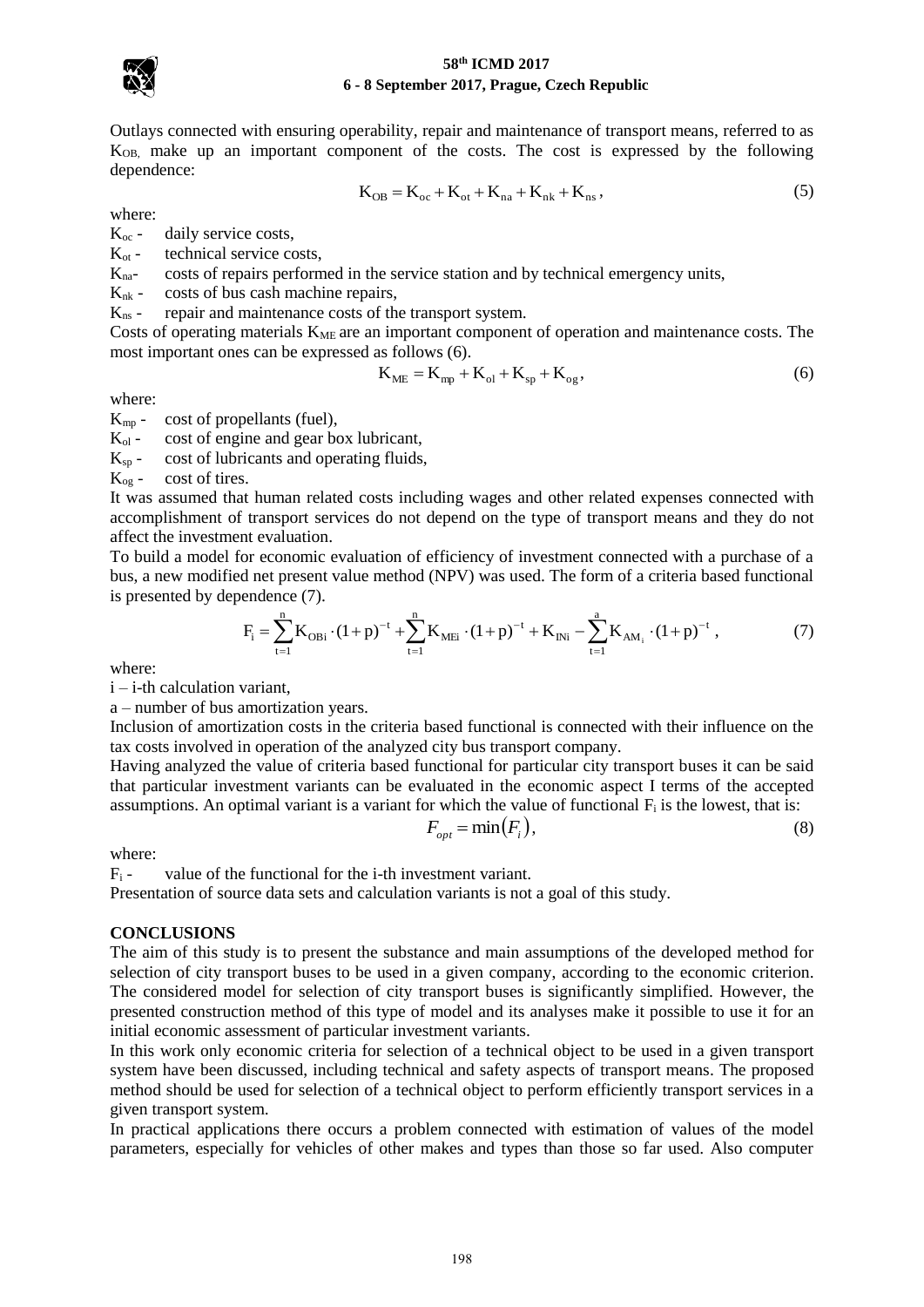Outlays connected with ensuring operability, repair and maintenance of transport means, referred to as $K_{OB,}$ make up an important component of the costs. The cost is expressed by the following dependence:

$$K_{OB} = K_{oc} + K_{ot} + K_{na} + K_{nk} + K_{ns}, \tag{5}$$

where:

$K_{oc}$ - daily service costs,
$K_{ot}$ - technical service costs,
$K_{na}$- costs of repairs performed in the service station and by technical emergency units,
$K_{nk}$ - costs of bus cash machine repairs,
$K_{ns}$ - repair and maintenance costs of the transport system.

Costs of operating materials $K_{ME}$ are an important component of operation and maintenance costs. The most important ones can be expressed as follows (6).

$$K_{ME} = K_{mp} + K_{ol} + K_{sp} + K_{og}, \tag{6}$$

where:

$K_{mp}$ - cost of propellants (fuel),
$K_{ol}$ - cost of engine and gear box lubricant,
$K_{sp}$ - cost of lubricants and operating fluids,
$K_{og}$ - cost of tires.

It was assumed that human related costs including wages and other related expenses connected with accomplishment of transport services do not depend on the type of transport means and they do not affect the investment evaluation.

To build a model for economic evaluation of efficiency of investment connected with a purchase of a bus, a new modified net present value method (NPV) was used. The form of a criteria based functional is presented by dependence (7).

$$F_i = \sum_{t=1}^{n} K_{OBi} \cdot (1+p)^{-t} + \sum_{t=1}^{n} K_{MEi} \cdot (1+p)^{-t} + K_{INi} - \sum_{t=1}^{a} K_{AM_i} \cdot (1+p)^{-t}, \tag{7}$$

where:

i – i-th calculation variant,
a – number of bus amortization years.

Inclusion of amortization costs in the criteria based functional is connected with their influence on the tax costs involved in operation of the analyzed city bus transport company.

Having analyzed the value of criteria based functional for particular city transport buses it can be said that particular investment variants can be evaluated in the economic aspect I terms of the accepted assumptions. An optimal variant is a variant for which the value of functional $F_i$ is the lowest, that is:

$$F_{opt} = \min(F_i), \tag{8}$$

where:

$F_i$ - value of the functional for the i-th investment variant.

Presentation of source data sets and calculation variants is not a goal of this study.

## CONCLUSIONS

The aim of this study is to present the substance and main assumptions of the developed method for selection of city transport buses to be used in a given company, according to the economic criterion. The considered model for selection of city transport buses is significantly simplified. However, the presented construction method of this type of model and its analyses make it possible to use it for an initial economic assessment of particular investment variants.

In this work only economic criteria for selection of a technical object to be used in a given transport system have been discussed, including technical and safety aspects of transport means. The proposed method should be used for selection of a technical object to perform efficiently transport services in a given transport system.

In practical applications there occurs a problem connected with estimation of values of the model parameters, especially for vehicles of other makes and types than those so far used. Also computer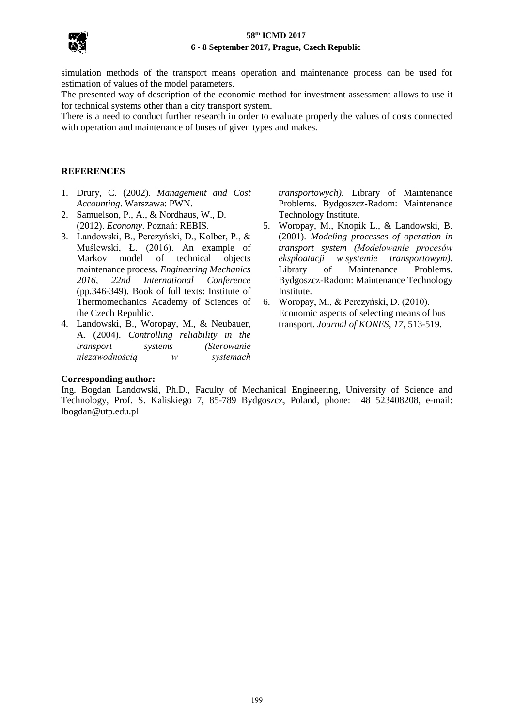simulation methods of the transport means operation and maintenance process can be used for estimation of values of the model parameters.

The presented way of description of the economic method for investment assessment allows to use it for technical systems other than a city transport system.

There is a need to conduct further research in order to evaluate properly the values of costs connected with operation and maintenance of buses of given types and makes.

## REFERENCES

1. Drury, C. (2002). *Management and Cost Accounting*. Warszawa: PWN.
2. Samuelson, P., A., & Nordhaus, W., D. (2012). *Economy*. Poznań: REBIS.
3. Landowski, B., Perczyński, D., Kolber, P., & Muślewski, Ł. (2016). An example of Markov model of technical objects maintenance process. *Engineering Mechanics 2016, 22nd International Conference* (pp.346-349). Book of full texts: Institute of Thermomechanics Academy of Sciences of the Czech Republic.
4. Landowski, B., Woropay, M., & Neubauer, A. (2004). *Controlling reliability in the transport systems (Sterowanie niezawodnością w systemach transportowych)*. Library of Maintenance Problems. Bydgoszcz-Radom: Maintenance Technology Institute.
5. Woropay, M., Knopik L., & Landowski, B. (2001). *Modeling processes of operation in transport system (Modelowanie procesów eksploatacji w systemie transportowym)*. Library of Maintenance Problems. Bydgoszcz-Radom: Maintenance Technology Institute.
6. Woropay, M., & Perczyński, D. (2010). Economic aspects of selecting means of bus transport. *Journal of KONES*, *17*, 513-519.

**Corresponding author:**

Ing. Bogdan Landowski, Ph.D., Faculty of Mechanical Engineering, University of Science and Technology, Prof. S. Kaliskiego 7, 85-789 Bydgoszcz, Poland, phone: +48 523408208, e-mail: lbogdan@utp.edu.pl